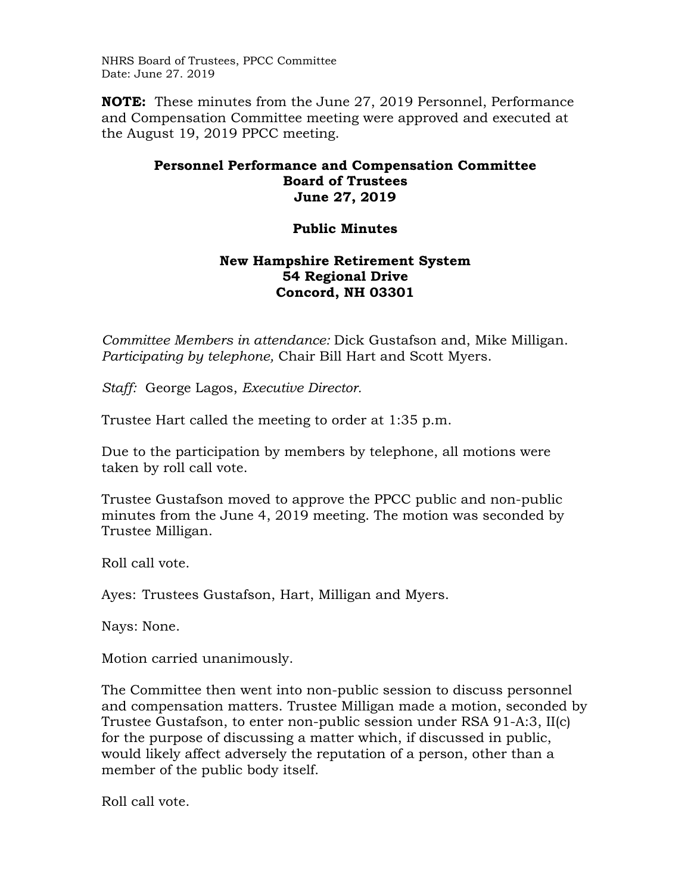NHRS Board of Trustees, PPCC Committee
Date: June 27. 2019

**NOTE:** These minutes from the June 27, 2019 Personnel, Performance and Compensation Committee meeting were approved and executed at the August 19, 2019 PPCC meeting.

**Personnel Performance and Compensation Committee**
**Board of Trustees**
**June 27, 2019**

**Public Minutes**

**New Hampshire Retirement System**
**54 Regional Drive**
**Concord, NH 03301**

*Committee Members in attendance:* Dick Gustafson and, Mike Milligan. *Participating by telephone,* Chair Bill Hart and Scott Myers.

*Staff:* George Lagos, *Executive Director.*

Trustee Hart called the meeting to order at 1:35 p.m.

Due to the participation by members by telephone, all motions were taken by roll call vote.

Trustee Gustafson moved to approve the PPCC public and non-public minutes from the June 4, 2019 meeting. The motion was seconded by Trustee Milligan.

Roll call vote.

Ayes: Trustees Gustafson, Hart, Milligan and Myers.

Nays: None.

Motion carried unanimously.

The Committee then went into non-public session to discuss personnel and compensation matters. Trustee Milligan made a motion, seconded by Trustee Gustafson, to enter non-public session under RSA 91-A:3, II(c) for the purpose of discussing a matter which, if discussed in public, would likely affect adversely the reputation of a person, other than a member of the public body itself.

Roll call vote.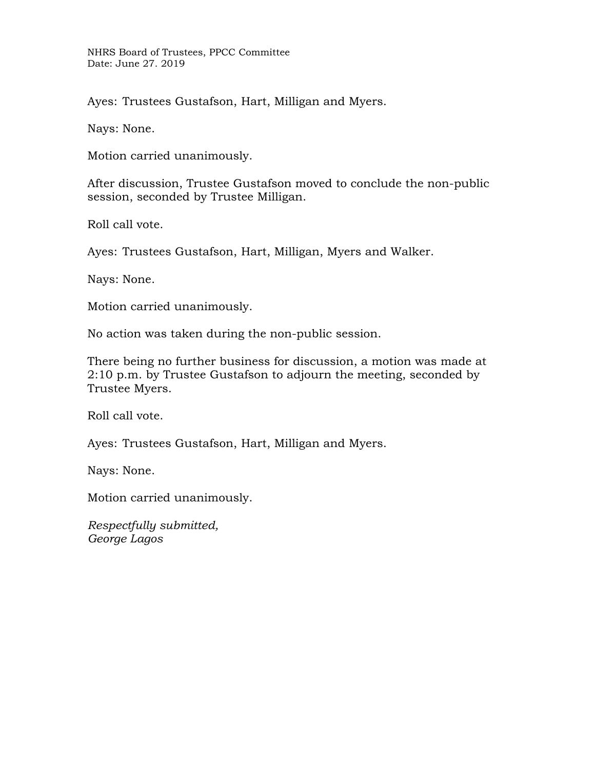Ayes: Trustees Gustafson, Hart, Milligan and Myers.

Nays: None.

Motion carried unanimously.

After discussion, Trustee Gustafson moved to conclude the non-public session, seconded by Trustee Milligan.

Roll call vote.

Ayes: Trustees Gustafson, Hart, Milligan, Myers and Walker.

Nays: None.

Motion carried unanimously.

No action was taken during the non-public session.

There being no further business for discussion, a motion was made at 2:10 p.m. by Trustee Gustafson to adjourn the meeting, seconded by Trustee Myers.

Roll call vote.

Ayes: Trustees Gustafson, Hart, Milligan and Myers.

Nays: None.

Motion carried unanimously.

*Respectfully submitted,*
*George Lagos*